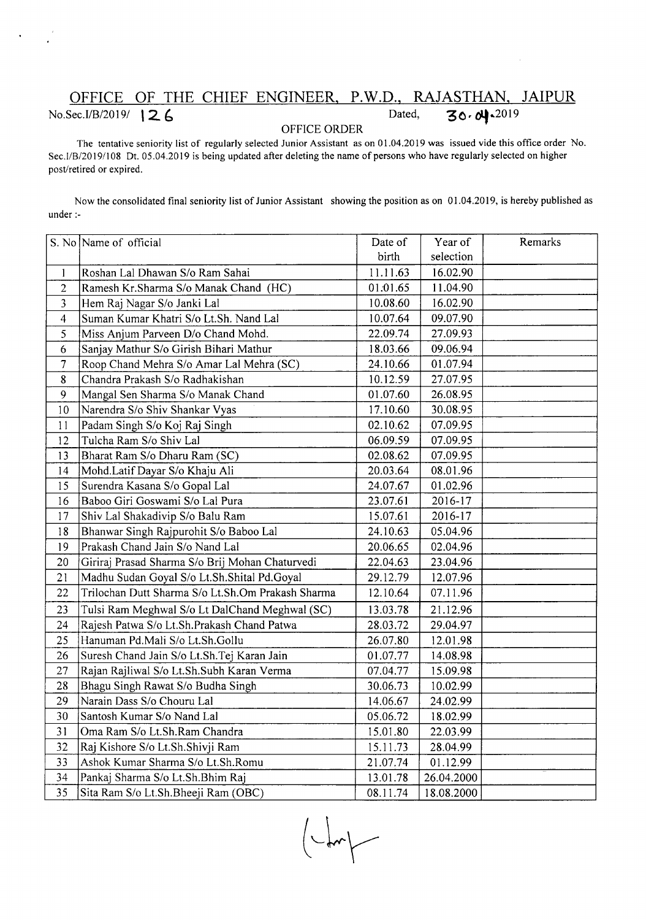# OFFICE OF THE CHIEF ENGINEER, P.W.D., RAJASTHAN, JAIPUR

No.Sec.I/B/2019/ 126 Dated, 30.04.2019

OFFICE ORDER

The tentative seniority list of regularly selected Junior Assistant as on 01.04.2019 was issued vide this office order No. Sec.I/B/2019/108 Dt. 05.04.2019 is being updated after deleting the name of persons who have regularly selected on higher post/retired or expired.

Now the consolidated final seniority list of Junior Assistant showing the position as on 01.04.2019, is hereby published as under :-

| S. No | Name of official | Date of birth | Year of selection | Remarks |
|---|---|---|---|---|
| 1 | Roshan Lal Dhawan S/o Ram Sahai | 11.11.63 | 16.02.90 | |
| 2 | Ramesh Kr.Sharma S/o Manak Chand (HC) | 01.01.65 | 11.04.90 | |
| 3 | Hem Raj Nagar S/o Janki Lal | 10.08.60 | 16.02.90 | |
| 4 | Suman Kumar Khatri S/o Lt.Sh. Nand Lal | 10.07.64 | 09.07.90 | |
| 5 | Miss Anjum Parveen D/o Chand Mohd. | 22.09.74 | 27.09.93 | |
| 6 | Sanjay Mathur S/o Girish Bihari Mathur | 18.03.66 | 09.06.94 | |
| 7 | Roop Chand Mehra S/o Amar Lal Mehra (SC) | 24.10.66 | 01.07.94 | |
| 8 | Chandra Prakash S/o Radhakishan | 10.12.59 | 27.07.95 | |
| 9 | Mangal Sen Sharma S/o Manak Chand | 01.07.60 | 26.08.95 | |
| 10 | Narendra S/o Shiv Shankar Vyas | 17.10.60 | 30.08.95 | |
| 11 | Padam Singh S/o Koj Raj Singh | 02.10.62 | 07.09.95 | |
| 12 | Tulcha Ram S/o Shiv Lal | 06.09.59 | 07.09.95 | |
| 13 | Bharat Ram S/o Dharu Ram (SC) | 02.08.62 | 07.09.95 | |
| 14 | Mohd.Latif Dayar S/o Khaju Ali | 20.03.64 | 08.01.96 | |
| 15 | Surendra Kasana S/o Gopal Lal | 24.07.67 | 01.02.96 | |
| 16 | Baboo Giri Goswami S/o Lal Pura | 23.07.61 | 2016-17 | |
| 17 | Shiv Lal Shakadivip S/o Balu Ram | 15.07.61 | 2016-17 | |
| 18 | Bhanwar Singh Rajpurohit S/o Baboo Lal | 24.10.63 | 05.04.96 | |
| 19 | Prakash Chand Jain S/o Nand Lal | 20.06.65 | 02.04.96 | |
| 20 | Giriraj Prasad Sharma S/o Brij Mohan Chaturvedi | 22.04.63 | 23.04.96 | |
| 21 | Madhu Sudan Goyal S/o Lt.Sh.Shital Pd.Goyal | 29.12.79 | 12.07.96 | |
| 22 | Trilochan Dutt Sharma S/o Lt.Sh.Om Prakash Sharma | 12.10.64 | 07.11.96 | |
| 23 | Tulsi Ram Meghwal S/o Lt DalChand Meghwal (SC) | 13.03.78 | 21.12.96 | |
| 24 | Rajesh Patwa S/o Lt.Sh.Prakash Chand Patwa | 28.03.72 | 29.04.97 | |
| 25 | Hanuman Pd.Mali S/o Lt.Sh.Gollu | 26.07.80 | 12.01.98 | |
| 26 | Suresh Chand Jain S/o Lt.Sh.Tej Karan Jain | 01.07.77 | 14.08.98 | |
| 27 | Rajan Rajliwal S/o Lt.Sh.Subh Karan Verma | 07.04.77 | 15.09.98 | |
| 28 | Bhagu Singh Rawat S/o Budha Singh | 30.06.73 | 10.02.99 | |
| 29 | Narain Dass S/o Chouru Lal | 14.06.67 | 24.02.99 | |
| 30 | Santosh Kumar S/o Nand Lal | 05.06.72 | 18.02.99 | |
| 31 | Oma Ram S/o Lt.Sh.Ram Chandra | 15.01.80 | 22.03.99 | |
| 32 | Raj Kishore S/o Lt.Sh.Shivji Ram | 15.11.73 | 28.04.99 | |
| 33 | Ashok Kumar Sharma S/o Lt.Sh.Romu | 21.07.74 | 01.12.99 | |
| 34 | Pankaj Sharma S/o Lt.Sh.Bhim Raj | 13.01.78 | 26.04.2000 | |
| 35 | Sita Ram S/o Lt.Sh.Bheeji Ram (OBC) | 08.11.74 | 18.08.2000 | |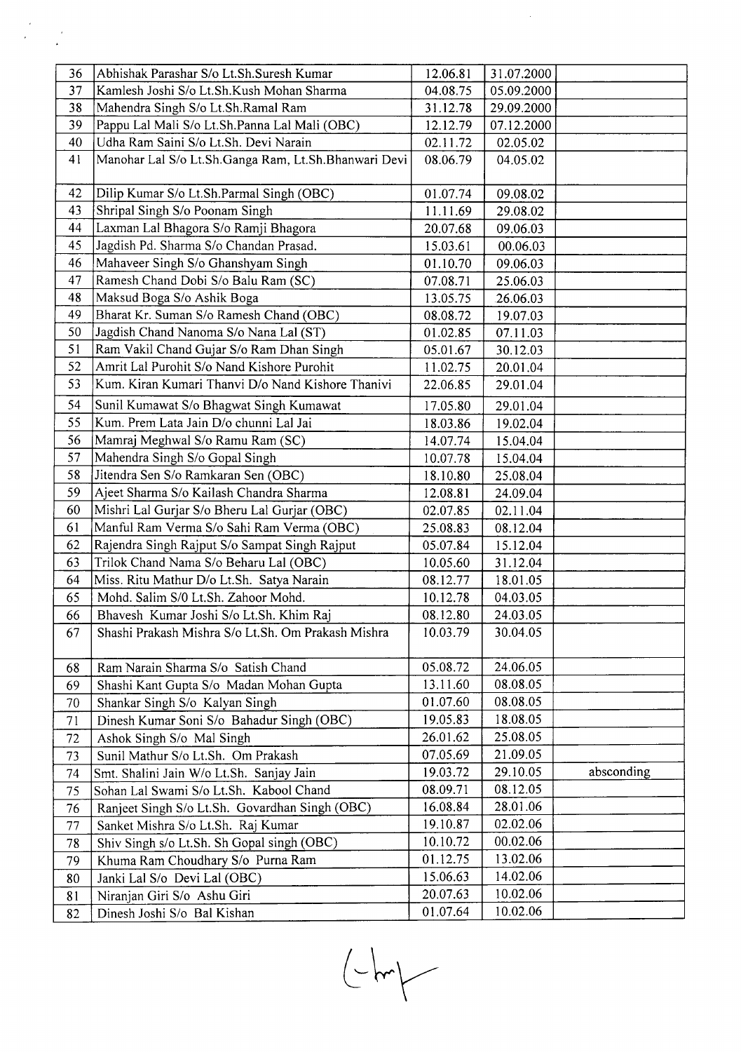| | | | | |
|---|---|---|---|---|
| 36 | Abhishak Parashar S/o Lt.Sh.Suresh Kumar | 12.06.81 | 31.07.2000 | |
| 37 | Kamlesh Joshi S/o Lt.Sh.Kush Mohan Sharma | 04.08.75 | 05.09.2000 | |
| 38 | Mahendra Singh S/o Lt.Sh.Ramal Ram | 31.12.78 | 29.09.2000 | |
| 39 | Pappu Lal Mali S/o Lt.Sh.Panna Lal Mali (OBC) | 12.12.79 | 07.12.2000 | |
| 40 | Udha Ram Saini S/o Lt.Sh. Devi Narain | 02.11.72 | 02.05.02 | |
| 41 | Manohar Lal S/o Lt.Sh.Ganga Ram, Lt.Sh.Bhanwari Devi | 08.06.79 | 04.05.02 | |
| 42 | Dilip Kumar S/o Lt.Sh.Parmal Singh (OBC) | 01.07.74 | 09.08.02 | |
| 43 | Shripal Singh S/o Poonam Singh | 11.11.69 | 29.08.02 | |
| 44 | Laxman Lal Bhagora S/o Ramji Bhagora | 20.07.68 | 09.06.03 | |
| 45 | Jagdish Pd. Sharma S/o Chandan Prasad. | 15.03.61 | 00.06.03 | |
| 46 | Mahaveer Singh S/o Ghanshyam Singh | 01.10.70 | 09.06.03 | |
| 47 | Ramesh Chand Dobi S/o Balu Ram (SC) | 07.08.71 | 25.06.03 | |
| 48 | Maksud Boga S/o Ashik Boga | 13.05.75 | 26.06.03 | |
| 49 | Bharat Kr. Suman S/o Ramesh Chand (OBC) | 08.08.72 | 19.07.03 | |
| 50 | Jagdish Chand Nanoma S/o Nana Lal (ST) | 01.02.85 | 07.11.03 | |
| 51 | Ram Vakil Chand Gujar S/o Ram Dhan Singh | 05.01.67 | 30.12.03 | |
| 52 | Amrit Lal Purohit S/o Nand Kishore Purohit | 11.02.75 | 20.01.04 | |
| 53 | Kum. Kiran Kumari Thanvi D/o Nand Kishore Thanivi | 22.06.85 | 29.01.04 | |
| 54 | Sunil Kumawat S/o Bhagwat Singh Kumawat | 17.05.80 | 29.01.04 | |
| 55 | Kum. Prem Lata Jain D/o chunni Lal Jai | 18.03.86 | 19.02.04 | |
| 56 | Mamraj Meghwal S/o Ramu Ram (SC) | 14.07.74 | 15.04.04 | |
| 57 | Mahendra Singh S/o Gopal Singh | 10.07.78 | 15.04.04 | |
| 58 | Jitendra Sen S/o Ramkaran Sen (OBC) | 18.10.80 | 25.08.04 | |
| 59 | Ajeet Sharma S/o Kailash Chandra Sharma | 12.08.81 | 24.09.04 | |
| 60 | Mishri Lal Gurjar S/o Bheru Lal Gurjar (OBC) | 02.07.85 | 02.11.04 | |
| 61 | Manful Ram Verma S/o Sahi Ram Verma (OBC) | 25.08.83 | 08.12.04 | |
| 62 | Rajendra Singh Rajput S/o Sampat Singh Rajput | 05.07.84 | 15.12.04 | |
| 63 | Trilok Chand Nama S/o Beharu Lal (OBC) | 10.05.60 | 31.12.04 | |
| 64 | Miss. Ritu Mathur D/o Lt.Sh. Satya Narain | 08.12.77 | 18.01.05 | |
| 65 | Mohd. Salim S/0 Lt.Sh. Zahoor Mohd. | 10.12.78 | 04.03.05 | |
| 66 | Bhavesh Kumar Joshi S/o Lt.Sh. Khim Raj | 08.12.80 | 24.03.05 | |
| 67 | Shashi Prakash Mishra S/o Lt.Sh. Om Prakash Mishra | 10.03.79 | 30.04.05 | |
| 68 | Ram Narain Sharma S/o Satish Chand | 05.08.72 | 24.06.05 | |
| 69 | Shashi Kant Gupta S/o Madan Mohan Gupta | 13.11.60 | 08.08.05 | |
| 70 | Shankar Singh S/o Kalyan Singh | 01.07.60 | 08.08.05 | |
| 71 | Dinesh Kumar Soni S/o Bahadur Singh (OBC) | 19.05.83 | 18.08.05 | |
| 72 | Ashok Singh S/o Mal Singh | 26.01.62 | 25.08.05 | |
| 73 | Sunil Mathur S/o Lt.Sh. Om Prakash | 07.05.69 | 21.09.05 | |
| 74 | Smt. Shalini Jain W/o Lt.Sh. Sanjay Jain | 19.03.72 | 29.10.05 | absconding |
| 75 | Sohan Lal Swami S/o Lt.Sh. Kabool Chand | 08.09.71 | 08.12.05 | |
| 76 | Ranjeet Singh S/o Lt.Sh. Govardhan Singh (OBC) | 16.08.84 | 28.01.06 | |
| 77 | Sanket Mishra S/o Lt.Sh. Raj Kumar | 19.10.87 | 02.02.06 | |
| 78 | Shiv Singh s/o Lt.Sh. Sh Gopal singh (OBC) | 10.10.72 | 00.02.06 | |
| 79 | Khuma Ram Choudhary S/o Purna Ram | 01.12.75 | 13.02.06 | |
| 80 | Janki Lal S/o Devi Lal (OBC) | 15.06.63 | 14.02.06 | |
| 81 | Niranjan Giri S/o Ashu Giri | 20.07.63 | 10.02.06 | |
| 82 | Dinesh Joshi S/o Bal Kishan | 01.07.64 | 10.02.06 | |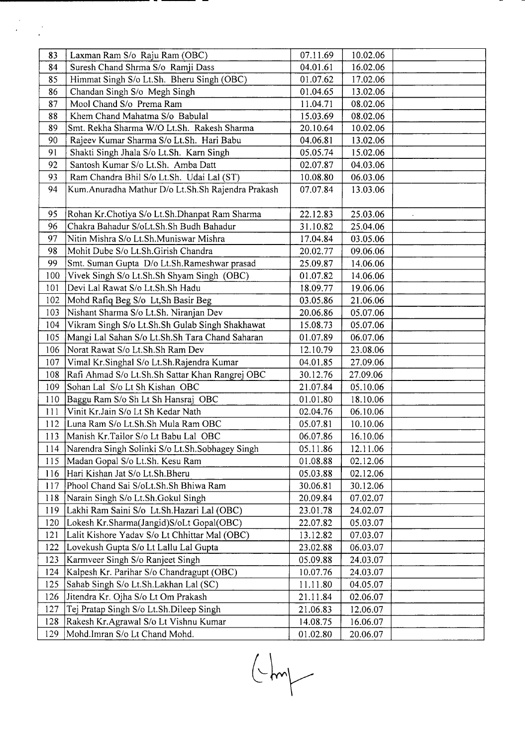| 83 | Laxman Ram S/o Raju Ram (OBC) | 07.11.69 | 10.02.06 | |
|---|---|---|---|---|
| 84 | Suresh Chand Shrma S/o Ramji Dass | 04.01.61 | 16.02.06 | |
| 85 | Himmat Singh S/o Lt.Sh. Bheru Singh (OBC) | 01.07.62 | 17.02.06 | |
| 86 | Chandan Singh S/o Megh Singh | 01.04.65 | 13.02.06 | |
| 87 | Mool Chand S/o Prema Ram | 11.04.71 | 08.02.06 | |
| 88 | Khem Chand Mahatma S/o Babulal | 15.03.69 | 08.02.06 | |
| 89 | Smt. Rekha Sharma W/O Lt.Sh. Rakesh Sharma | 20.10.64 | 10.02.06 | |
| 90 | Rajeev Kumar Sharma S/o Lt.Sh. Hari Babu | 04.06.81 | 13.02.06 | |
| 91 | Shakti Singh Jhala S/o Lt.Sh. Karn Singh | 05.05.74 | 15.02.06 | |
| 92 | Santosh Kumar S/o Lt.Sh. Amba Datt | 02.07.87 | 04.03.06 | |
| 93 | Ram Chandra Bhil S/o Lt.Sh. Udai Lal (ST) | 10.08.80 | 06.03.06 | |
| 94 | Kum.Anuradha Mathur D/o Lt.Sh.Sh Rajendra Prakash | 07.07.84 | 13.03.06 | |
| 95 | Rohan Kr.Chotiya S/o Lt.Sh.Dhanpat Ram Sharma | 22.12.83 | 25.03.06 | |
| 96 | Chakra Bahadur S/oLt.Sh.Sh Budh Bahadur | 31.10.82 | 25.04.06 | |
| 97 | Nitin Mishra S/o Lt.Sh.Muniswar Mishra | 17.04.84 | 03.05.06 | |
| 98 | Mohit Dube S/o Lt.Sh.Girish Chandra | 20.02.77 | 09.06.06 | |
| 99 | Smt. Suman Gupta D/o Lt.Sh.Rameshwar prasad | 25.09.87 | 14.06.06 | |
| 100 | Vivek Singh S/o Lt.Sh.Sh Shyam Singh (OBC) | 01.07.82 | 14.06.06 | |
| 101 | Devi Lal Rawat S/o Lt.Sh.Sh Hadu | 18.09.77 | 19.06.06 | |
| 102 | Mohd Rafiq Beg S/o Lt,Sh Basir Beg | 03.05.86 | 21.06.06 | |
| 103 | Nishant Sharma S/o Lt.Sh. Niranjan Dev | 20.06.86 | 05.07.06 | |
| 104 | Vikram Singh S/o Lt.Sh.Sh Gulab Singh Shakhawat | 15.08.73 | 05.07.06 | |
| 105 | Mangi Lal Sahan S/o Lt.Sh.Sh Tara Chand Saharan | 01.07.89 | 06.07.06 | |
| 106 | Norat Rawat S/o Lt.Sh.Sh Ram Dev | 12.10.79 | 23.08.06 | |
| 107 | Vimal Kr.Singhal S/o Lt.Sh.Rajendra Kumar | 04.01.85 | 27.09.06 | |
| 108 | Rafi Ahmad S/o Lt.Sh.Sh Sattar Khan Rangrej OBC | 30.12.76 | 27.09.06 | |
| 109 | Sohan Lal S/o Lt Sh Kishan OBC | 21.07.84 | 05.10.06 | |
| 110 | Baggu Ram S/o Sh Lt Sh Hansraj OBC | 01.01.80 | 18.10.06 | |
| 111 | Vinit Kr.Jain S/o Lt Sh Kedar Nath | 02.04.76 | 06.10.06 | |
| 112 | Luna Ram S/o Lt.Sh.Sh Mula Ram OBC | 05.07.81 | 10.10.06 | |
| 113 | Manish Kr.Tailor S/o Lt Babu Lal OBC | 06.07.86 | 16.10.06 | |
| 114 | Narendra Singh Solinki S/o Lt.Sh.Sobhagey Singh | 05.11.86 | 12.11.06 | |
| 115 | Madan Gopal S/o Lt.Sh. Kesu Ram | 01.08.88 | 02.12.06 | |
| 116 | Hari Kishan Jat S/o Lt.Sh.Bheru | 05.03.88 | 02.12.06 | |
| 117 | Phool Chand Sai S/oLt.Sh.Sh Bhiwa Ram | 30.06.81 | 30.12.06 | |
| 118 | Narain Singh S/o Lt.Sh.Gokul Singh | 20.09.84 | 07.02.07 | |
| 119 | Lakhi Ram Saini S/o Lt.Sh.Hazari Lal (OBC) | 23.01.78 | 24.02.07 | |
| 120 | Lokesh Kr.Sharma(Jangid)S/oLt Gopal(OBC) | 22.07.82 | 05.03.07 | |
| 121 | Lalit Kishore Yadav S/o Lt Chhittar Mal (OBC) | 13.12.82 | 07.03.07 | |
| 122 | Lovekush Gupta S/o Lt Lallu Lal Gupta | 23.02.88 | 06.03.07 | |
| 123 | Karmveer Singh S/o Ranjeet Singh | 05.09.88 | 24.03.07 | |
| 124 | Kalpesh Kr. Parihar S/o Chandragupt (OBC) | 10.07.76 | 24.03.07 | |
| 125 | Sahab Singh S/o Lt.Sh.Lakhan Lal (SC) | 11.11.80 | 04.05.07 | |
| 126 | Jitendra Kr. Ojha S/o Lt Om Prakash | 21.11.84 | 02.06.07 | |
| 127 | Tej Pratap Singh S/o Lt.Sh.Dileep Singh | 21.06.83 | 12.06.07 | |
| 128 | Rakesh Kr.Agrawal S/o Lt Vishnu Kumar | 14.08.75 | 16.06.07 | |
| 129 | Mohd.Imran S/o Lt Chand Mohd. | 01.02.80 | 20.06.07 | |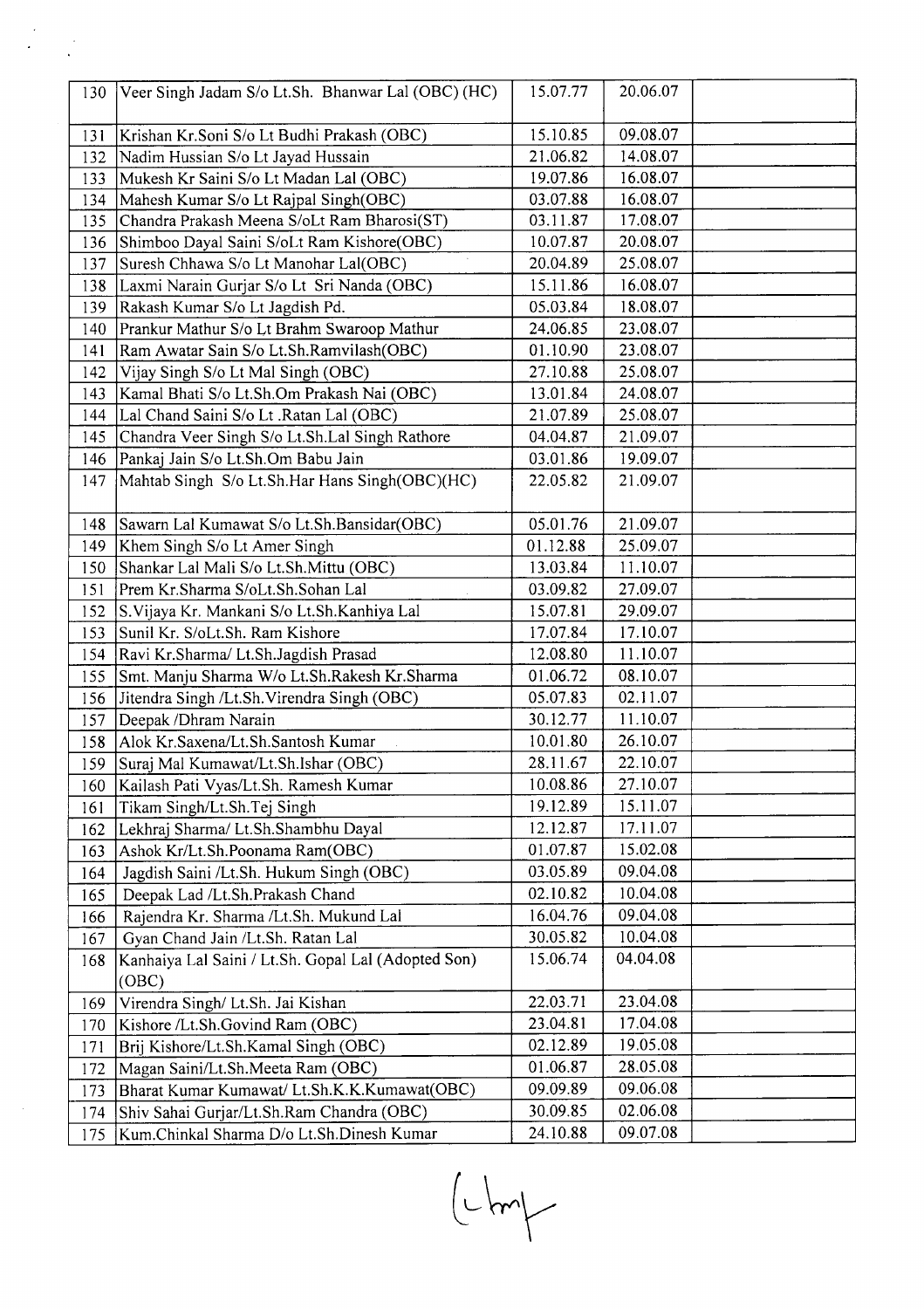| | | | | |
|---|---|---|---|---|
| 130 | Veer Singh Jadam S/o Lt.Sh. Bhanwar Lal (OBC) (HC) | 15.07.77 | 20.06.07 | |
| 131 | Krishan Kr.Soni S/o Lt Budhi Prakash (OBC) | 15.10.85 | 09.08.07 | |
| 132 | Nadim Hussian S/o Lt Jayad Hussain | 21.06.82 | 14.08.07 | |
| 133 | Mukesh Kr Saini S/o Lt Madan Lal (OBC) | 19.07.86 | 16.08.07 | |
| 134 | Mahesh Kumar S/o Lt Rajpal Singh(OBC) | 03.07.88 | 16.08.07 | |
| 135 | Chandra Prakash Meena S/oLt Ram Bharosi(ST) | 03.11.87 | 17.08.07 | |
| 136 | Shimboo Dayal Saini S/oLt Ram Kishore(OBC) | 10.07.87 | 20.08.07 | |
| 137 | Suresh Chhawa S/o Lt Manohar Lal(OBC) | 20.04.89 | 25.08.07 | |
| 138 | Laxmi Narain Gurjar S/o Lt Sri Nanda (OBC) | 15.11.86 | 16.08.07 | |
| 139 | Rakash Kumar S/o Lt Jagdish Pd. | 05.03.84 | 18.08.07 | |
| 140 | Prankur Mathur S/o Lt Brahm Swaroop Mathur | 24.06.85 | 23.08.07 | |
| 141 | Ram Awatar Sain S/o Lt.Sh.Ramvilash(OBC) | 01.10.90 | 23.08.07 | |
| 142 | Vijay Singh S/o Lt Mal Singh (OBC) | 27.10.88 | 25.08.07 | |
| 143 | Kamal Bhati S/o Lt.Sh.Om Prakash Nai (OBC) | 13.01.84 | 24.08.07 | |
| 144 | Lal Chand Saini S/o Lt .Ratan Lal (OBC) | 21.07.89 | 25.08.07 | |
| 145 | Chandra Veer Singh S/o Lt.Sh.Lal Singh Rathore | 04.04.87 | 21.09.07 | |
| 146 | Pankaj Jain S/o Lt.Sh.Om Babu Jain | 03.01.86 | 19.09.07 | |
| 147 | Mahtab Singh S/o Lt.Sh.Har Hans Singh(OBC)(HC) | 22.05.82 | 21.09.07 | |
| 148 | Sawarn Lal Kumawat S/o Lt.Sh.Bansidar(OBC) | 05.01.76 | 21.09.07 | |
| 149 | Khem Singh S/o Lt Amer Singh | 01.12.88 | 25.09.07 | |
| 150 | Shankar Lal Mali S/o Lt.Sh.Mittu (OBC) | 13.03.84 | 11.10.07 | |
| 151 | Prem Kr.Sharma S/oLt.Sh.Sohan Lal | 03.09.82 | 27.09.07 | |
| 152 | S.Vijaya Kr. Mankani S/o Lt.Sh.Kanhiya Lal | 15.07.81 | 29.09.07 | |
| 153 | Sunil Kr. S/oLt.Sh. Ram Kishore | 17.07.84 | 17.10.07 | |
| 154 | Ravi Kr.Sharma/ Lt.Sh.Jagdish Prasad | 12.08.80 | 11.10.07 | |
| 155 | Smt. Manju Sharma W/o Lt.Sh.Rakesh Kr.Sharma | 01.06.72 | 08.10.07 | |
| 156 | Jitendra Singh /Lt.Sh.Virendra Singh (OBC) | 05.07.83 | 02.11.07 | |
| 157 | Deepak /Dhram Narain | 30.12.77 | 11.10.07 | |
| 158 | Alok Kr.Saxena/Lt.Sh.Santosh Kumar | 10.01.80 | 26.10.07 | |
| 159 | Suraj Mal Kumawat/Lt.Sh.Ishar (OBC) | 28.11.67 | 22.10.07 | |
| 160 | Kailash Pati Vyas/Lt.Sh. Ramesh Kumar | 10.08.86 | 27.10.07 | |
| 161 | Tikam Singh/Lt.Sh.Tej Singh | 19.12.89 | 15.11.07 | |
| 162 | Lekhraj Sharma/ Lt.Sh.Shambhu Dayal | 12.12.87 | 17.11.07 | |
| 163 | Ashok Kr/Lt.Sh.Poonama Ram(OBC) | 01.07.87 | 15.02.08 | |
| 164 | Jagdish Saini /Lt.Sh. Hukum Singh (OBC) | 03.05.89 | 09.04.08 | |
| 165 | Deepak Lad /Lt.Sh.Prakash Chand | 02.10.82 | 10.04.08 | |
| 166 | Rajendra Kr. Sharma /Lt.Sh. Mukund Lal | 16.04.76 | 09.04.08 | |
| 167 | Gyan Chand Jain /Lt.Sh. Ratan Lal | 30.05.82 | 10.04.08 | |
| 168 | Kanhaiya Lal Saini / Lt.Sh. Gopal Lal (Adopted Son) (OBC) | 15.06.74 | 04.04.08 | |
| 169 | Virendra Singh/ Lt.Sh. Jai Kishan | 22.03.71 | 23.04.08 | |
| 170 | Kishore /Lt.Sh.Govind Ram (OBC) | 23.04.81 | 17.04.08 | |
| 171 | Brij Kishore/Lt.Sh.Kamal Singh (OBC) | 02.12.89 | 19.05.08 | |
| 172 | Magan Saini/Lt.Sh.Meeta Ram (OBC) | 01.06.87 | 28.05.08 | |
| 173 | Bharat Kumar Kumawat/ Lt.Sh.K.K.Kumawat(OBC) | 09.09.89 | 09.06.08 | |
| 174 | Shiv Sahai Gurjar/Lt.Sh.Ram Chandra (OBC) | 30.09.85 | 02.06.08 | |
| 175 | Kum.Chinkal Sharma D/o Lt.Sh.Dinesh Kumar | 24.10.88 | 09.07.08 | |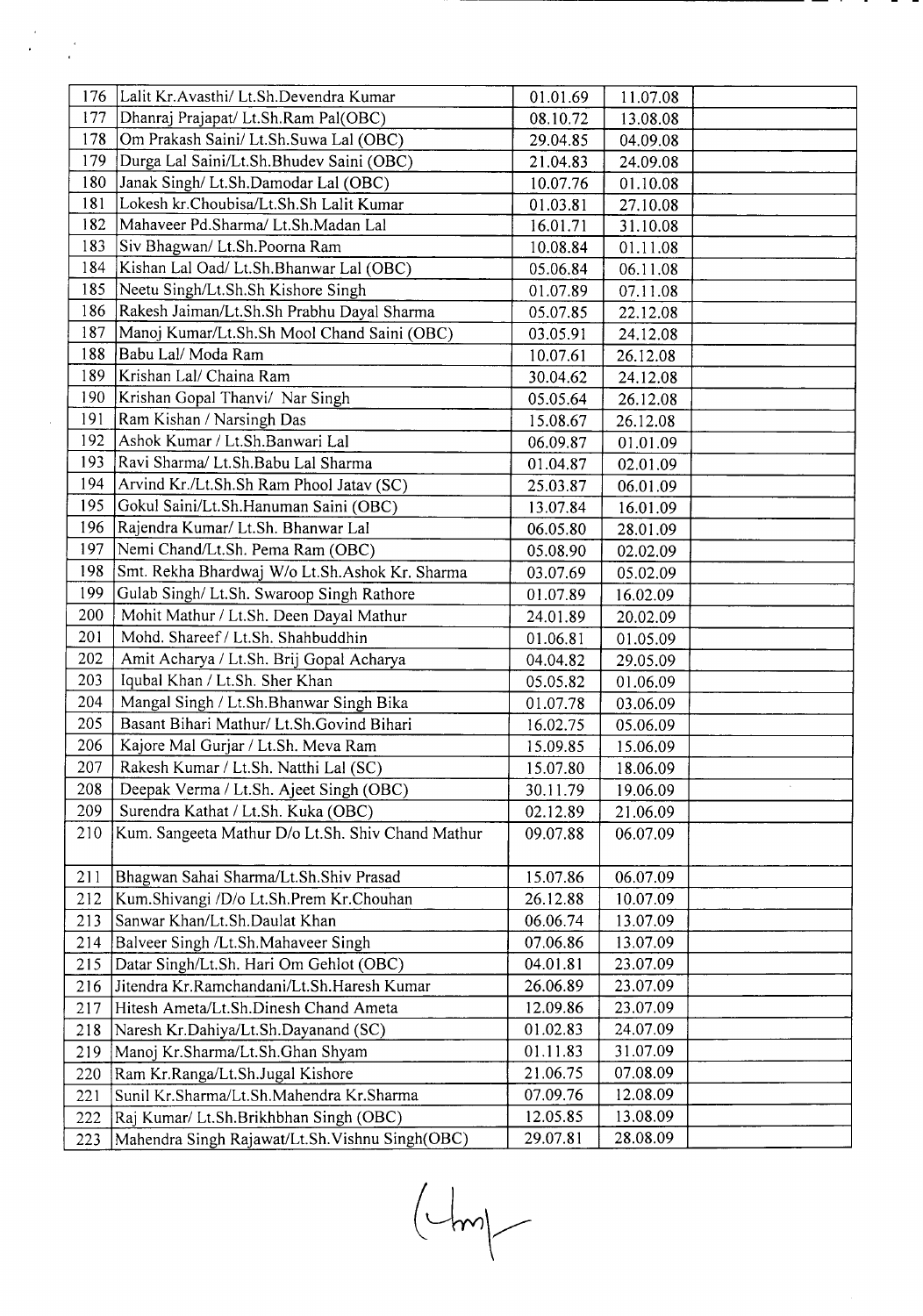| | | | | |
|---|---|---|---|---|
| 176 | Lalit Kr.Avasthi/ Lt.Sh.Devendra Kumar | 01.01.69 | 11.07.08 | |
| 177 | Dhanraj Prajapat/ Lt.Sh.Ram Pal(OBC) | 08.10.72 | 13.08.08 | |
| 178 | Om Prakash Saini/ Lt.Sh.Suwa Lal (OBC) | 29.04.85 | 04.09.08 | |
| 179 | Durga Lal Saini/Lt.Sh.Bhudev Saini (OBC) | 21.04.83 | 24.09.08 | |
| 180 | Janak Singh/ Lt.Sh.Damodar Lal (OBC) | 10.07.76 | 01.10.08 | |
| 181 | Lokesh kr.Choubisa/Lt.Sh.Sh Lalit Kumar | 01.03.81 | 27.10.08 | |
| 182 | Mahaveer Pd.Sharma/ Lt.Sh.Madan Lal | 16.01.71 | 31.10.08 | |
| 183 | Siv Bhagwan/ Lt.Sh.Poorna Ram | 10.08.84 | 01.11.08 | |
| 184 | Kishan Lal Oad/ Lt.Sh.Bhanwar Lal (OBC) | 05.06.84 | 06.11.08 | |
| 185 | Neetu Singh/Lt.Sh.Sh Kishore Singh | 01.07.89 | 07.11.08 | |
| 186 | Rakesh Jaiman/Lt.Sh.Sh Prabhu Dayal Sharma | 05.07.85 | 22.12.08 | |
| 187 | Manoj Kumar/Lt.Sh.Sh Mool Chand Saini (OBC) | 03.05.91 | 24.12.08 | |
| 188 | Babu Lal/ Moda Ram | 10.07.61 | 26.12.08 | |
| 189 | Krishan Lal/ Chaina Ram | 30.04.62 | 24.12.08 | |
| 190 | Krishan Gopal Thanvi/ Nar Singh | 05.05.64 | 26.12.08 | |
| 191 | Ram Kishan / Narsingh Das | 15.08.67 | 26.12.08 | |
| 192 | Ashok Kumar / Lt.Sh.Banwari Lal | 06.09.87 | 01.01.09 | |
| 193 | Ravi Sharma/ Lt.Sh.Babu Lal Sharma | 01.04.87 | 02.01.09 | |
| 194 | Arvind Kr./Lt.Sh.Sh Ram Phool Jatav (SC) | 25.03.87 | 06.01.09 | |
| 195 | Gokul Saini/Lt.Sh.Hanuman Saini (OBC) | 13.07.84 | 16.01.09 | |
| 196 | Rajendra Kumar/ Lt.Sh. Bhanwar Lal | 06.05.80 | 28.01.09 | |
| 197 | Nemi Chand/Lt.Sh. Pema Ram (OBC) | 05.08.90 | 02.02.09 | |
| 198 | Smt. Rekha Bhardwaj W/o Lt.Sh.Ashok Kr. Sharma | 03.07.69 | 05.02.09 | |
| 199 | Gulab Singh/ Lt.Sh. Swaroop Singh Rathore | 01.07.89 | 16.02.09 | |
| 200 | Mohit Mathur / Lt.Sh. Deen Dayal Mathur | 24.01.89 | 20.02.09 | |
| 201 | Mohd. Shareef / Lt.Sh. Shahbuddhin | 01.06.81 | 01.05.09 | |
| 202 | Amit Acharya / Lt.Sh. Brij Gopal Acharya | 04.04.82 | 29.05.09 | |
| 203 | Iqubal Khan / Lt.Sh. Sher Khan | 05.05.82 | 01.06.09 | |
| 204 | Mangal Singh / Lt.Sh.Bhanwar Singh Bika | 01.07.78 | 03.06.09 | |
| 205 | Basant Bihari Mathur/ Lt.Sh.Govind Bihari | 16.02.75 | 05.06.09 | |
| 206 | Kajore Mal Gurjar / Lt.Sh. Meva Ram | 15.09.85 | 15.06.09 | |
| 207 | Rakesh Kumar / Lt.Sh. Natthi Lal (SC) | 15.07.80 | 18.06.09 | |
| 208 | Deepak Verma / Lt.Sh. Ajeet Singh (OBC) | 30.11.79 | 19.06.09 | |
| 209 | Surendra Kathat / Lt.Sh. Kuka (OBC) | 02.12.89 | 21.06.09 | |
| 210 | Kum. Sangeeta Mathur D/o Lt.Sh. Shiv Chand Mathur | 09.07.88 | 06.07.09 | |
| 211 | Bhagwan Sahai Sharma/Lt.Sh.Shiv Prasad | 15.07.86 | 06.07.09 | |
| 212 | Kum.Shivangi /D/o Lt.Sh.Prem Kr.Chouhan | 26.12.88 | 10.07.09 | |
| 213 | Sanwar Khan/Lt.Sh.Daulat Khan | 06.06.74 | 13.07.09 | |
| 214 | Balveer Singh /Lt.Sh.Mahaveer Singh | 07.06.86 | 13.07.09 | |
| 215 | Datar Singh/Lt.Sh. Hari Om Gehlot (OBC) | 04.01.81 | 23.07.09 | |
| 216 | Jitendra Kr.Ramchandani/Lt.Sh.Haresh Kumar | 26.06.89 | 23.07.09 | |
| 217 | Hitesh Ameta/Lt.Sh.Dinesh Chand Ameta | 12.09.86 | 23.07.09 | |
| 218 | Naresh Kr.Dahiya/Lt.Sh.Dayanand (SC) | 01.02.83 | 24.07.09 | |
| 219 | Manoj Kr.Sharma/Lt.Sh.Ghan Shyam | 01.11.83 | 31.07.09 | |
| 220 | Ram Kr.Ranga/Lt.Sh.Jugal Kishore | 21.06.75 | 07.08.09 | |
| 221 | Sunil Kr.Sharma/Lt.Sh.Mahendra Kr.Sharma | 07.09.76 | 12.08.09 | |
| 222 | Raj Kumar/ Lt.Sh.Brikhbhan Singh (OBC) | 12.05.85 | 13.08.09 | |
| 223 | Mahendra Singh Rajawat/Lt.Sh.Vishnu Singh(OBC) | 29.07.81 | 28.08.09 | |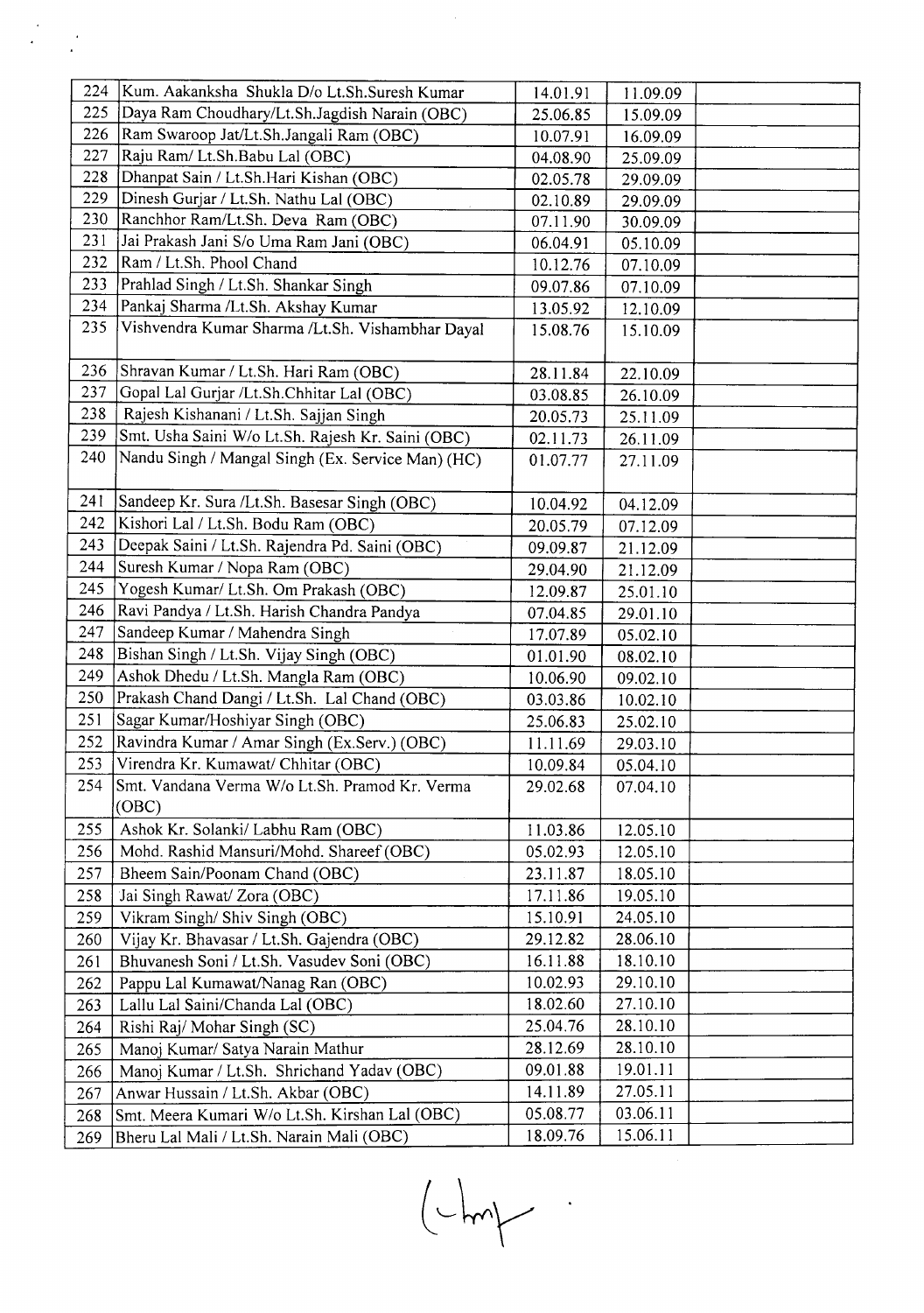| | | | | |
|---|---|---|---|---|
| 224 | Kum. Aakanksha Shukla D/o Lt.Sh.Suresh Kumar | 14.01.91 | 11.09.09 | |
| 225 | Daya Ram Choudhary/Lt.Sh.Jagdish Narain (OBC) | 25.06.85 | 15.09.09 | |
| 226 | Ram Swaroop Jat/Lt.Sh.Jangali Ram (OBC) | 10.07.91 | 16.09.09 | |
| 227 | Raju Ram/ Lt.Sh.Babu Lal (OBC) | 04.08.90 | 25.09.09 | |
| 228 | Dhanpat Sain / Lt.Sh.Hari Kishan (OBC) | 02.05.78 | 29.09.09 | |
| 229 | Dinesh Gurjar / Lt.Sh. Nathu Lal (OBC) | 02.10.89 | 29.09.09 | |
| 230 | Ranchhor Ram/Lt.Sh. Deva Ram (OBC) | 07.11.90 | 30.09.09 | |
| 231 | Jai Prakash Jani S/o Uma Ram Jani (OBC) | 06.04.91 | 05.10.09 | |
| 232 | Ram / Lt.Sh. Phool Chand | 10.12.76 | 07.10.09 | |
| 233 | Prahlad Singh / Lt.Sh. Shankar Singh | 09.07.86 | 07.10.09 | |
| 234 | Pankaj Sharma /Lt.Sh. Akshay Kumar | 13.05.92 | 12.10.09 | |
| 235 | Vishvendra Kumar Sharma /Lt.Sh. Vishambhar Dayal | 15.08.76 | 15.10.09 | |
| 236 | Shravan Kumar / Lt.Sh. Hari Ram (OBC) | 28.11.84 | 22.10.09 | |
| 237 | Gopal Lal Gurjar /Lt.Sh.Chhitar Lal (OBC) | 03.08.85 | 26.10.09 | |
| 238 | Rajesh Kishanani / Lt.Sh. Sajjan Singh | 20.05.73 | 25.11.09 | |
| 239 | Smt. Usha Saini W/o Lt.Sh. Rajesh Kr. Saini (OBC) | 02.11.73 | 26.11.09 | |
| 240 | Nandu Singh / Mangal Singh (Ex. Service Man) (HC) | 01.07.77 | 27.11.09 | |
| 241 | Sandeep Kr. Sura /Lt.Sh. Basesar Singh (OBC) | 10.04.92 | 04.12.09 | |
| 242 | Kishori Lal / Lt.Sh. Bodu Ram (OBC) | 20.05.79 | 07.12.09 | |
| 243 | Deepak Saini / Lt.Sh. Rajendra Pd. Saini (OBC) | 09.09.87 | 21.12.09 | |
| 244 | Suresh Kumar / Nopa Ram (OBC) | 29.04.90 | 21.12.09 | |
| 245 | Yogesh Kumar/ Lt.Sh. Om Prakash (OBC) | 12.09.87 | 25.01.10 | |
| 246 | Ravi Pandya / Lt.Sh. Harish Chandra Pandya | 07.04.85 | 29.01.10 | |
| 247 | Sandeep Kumar / Mahendra Singh | 17.07.89 | 05.02.10 | |
| 248 | Bishan Singh / Lt.Sh. Vijay Singh (OBC) | 01.01.90 | 08.02.10 | |
| 249 | Ashok Dhedu / Lt.Sh. Mangla Ram (OBC) | 10.06.90 | 09.02.10 | |
| 250 | Prakash Chand Dangi / Lt.Sh. Lal Chand (OBC) | 03.03.86 | 10.02.10 | |
| 251 | Sagar Kumar/Hoshiyar Singh (OBC) | 25.06.83 | 25.02.10 | |
| 252 | Ravindra Kumar / Amar Singh (Ex.Serv.) (OBC) | 11.11.69 | 29.03.10 | |
| 253 | Virendra Kr. Kumawat/ Chhitar (OBC) | 10.09.84 | 05.04.10 | |
| 254 | Smt. Vandana Verma W/o Lt.Sh. Pramod Kr. Verma (OBC) | 29.02.68 | 07.04.10 | |
| 255 | Ashok Kr. Solanki/ Labhu Ram (OBC) | 11.03.86 | 12.05.10 | |
| 256 | Mohd. Rashid Mansuri/Mohd. Shareef (OBC) | 05.02.93 | 12.05.10 | |
| 257 | Bheem Sain/Poonam Chand (OBC) | 23.11.87 | 18.05.10 | |
| 258 | Jai Singh Rawat/ Zora (OBC) | 17.11.86 | 19.05.10 | |
| 259 | Vikram Singh/ Shiv Singh (OBC) | 15.10.91 | 24.05.10 | |
| 260 | Vijay Kr. Bhavasar / Lt.Sh. Gajendra (OBC) | 29.12.82 | 28.06.10 | |
| 261 | Bhuvanesh Soni / Lt.Sh. Vasudev Soni (OBC) | 16.11.88 | 18.10.10 | |
| 262 | Pappu Lal Kumawat/Nanag Ran (OBC) | 10.02.93 | 29.10.10 | |
| 263 | Lallu Lal Saini/Chanda Lal (OBC) | 18.02.60 | 27.10.10 | |
| 264 | Rishi Raj/ Mohar Singh (SC) | 25.04.76 | 28.10.10 | |
| 265 | Manoj Kumar/ Satya Narain Mathur | 28.12.69 | 28.10.10 | |
| 266 | Manoj Kumar / Lt.Sh. Shrichand Yadav (OBC) | 09.01.88 | 19.01.11 | |
| 267 | Anwar Hussain / Lt.Sh. Akbar (OBC) | 14.11.89 | 27.05.11 | |
| 268 | Smt. Meera Kumari W/o Lt.Sh. Kirshan Lal (OBC) | 05.08.77 | 03.06.11 | |
| 269 | Bheru Lal Mali / Lt.Sh. Narain Mali (OBC) | 18.09.76 | 15.06.11 | |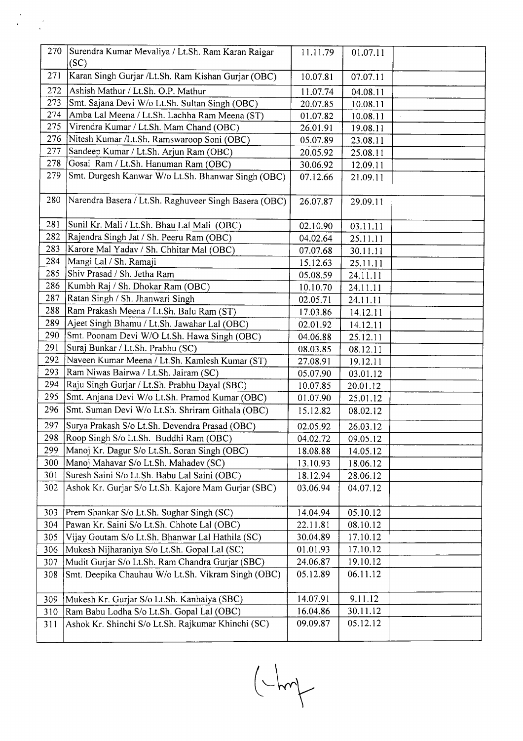| | | | | |
|---|---|---|---|---|
| 270 | Surendra Kumar Mevaliya / Lt.Sh. Ram Karan Raigar (SC) | 11.11.79 | 01.07.11 | |
| 271 | Karan Singh Gurjar /Lt.Sh. Ram Kishan Gurjar (OBC) | 10.07.81 | 07.07.11 | |
| 272 | Ashish Mathur / Lt.Sh. O.P. Mathur | 11.07.74 | 04.08.11 | |
| 273 | Smt. Sajana Devi W/o Lt.Sh. Sultan Singh (OBC) | 20.07.85 | 10.08.11 | |
| 274 | Amba Lal Meena / Lt.Sh. Lachha Ram Meena (ST) | 01.07.82 | 10.08.11 | |
| 275 | Virendra Kumar / Lt.Sh. Mam Chand (OBC) | 26.01.91 | 19.08.11 | |
| 276 | Nitesh Kumar /Lt.Sh. Ramswaroop Soni (OBC) | 05.07.89 | 23.08.11 | |
| 277 | Sandeep Kumar / Lt.Sh. Arjun Ram (OBC) | 20.05.92 | 25.08.11 | |
| 278 | Gosai Ram / Lt.Sh. Hanuman Ram (OBC) | 30.06.92 | 12.09.11 | |
| 279 | Smt. Durgesh Kanwar W/o Lt.Sh. Bhanwar Singh (OBC) | 07.12.66 | 21.09.11 | |
| 280 | Narendra Basera / Lt.Sh. Raghuveer Singh Basera (OBC) | 26.07.87 | 29.09.11 | |
| 281 | Sunil Kr. Mali / Lt.Sh. Bhau Lal Mali (OBC) | 02.10.90 | 03.11.11 | |
| 282 | Rajendra Singh Jat / Sh. Peeru Ram (OBC) | 04.02.64 | 25.11.11 | |
| 283 | Karore Mal Yadav / Sh. Chhitar Mal (OBC) | 07.07.68 | 30.11.11 | |
| 284 | Mangi Lal / Sh. Ramaji | 15.12.63 | 25.11.11 | |
| 285 | Shiv Prasad / Sh. Jetha Ram | 05.08.59 | 24.11.11 | |
| 286 | Kumbh Raj / Sh. Dhokar Ram (OBC) | 10.10.70 | 24.11.11 | |
| 287 | Ratan Singh / Sh. Jhanwari Singh | 02.05.71 | 24.11.11 | |
| 288 | Ram Prakash Meena / Lt.Sh. Balu Ram (ST) | 17.03.86 | 14.12.11 | |
| 289 | Ajeet Singh Bhamu / Lt.Sh. Jawahar Lal (OBC) | 02.01.92 | 14.12.11 | |
| 290 | Smt. Poonam Devi W/O Lt.Sh. Hawa Singh (OBC) | 04.06.88 | 25.12.11 | |
| 291 | Suraj Bunkar / Lt.Sh. Prabhu (SC) | 08.03.85 | 08.12.11 | |
| 292 | Naveen Kumar Meena / Lt.Sh. Kamlesh Kumar (ST) | 27.08.91 | 19.12.11 | |
| 293 | Ram Niwas Bairwa / Lt.Sh. Jairam (SC) | 05.07.90 | 03.01.12 | |
| 294 | Raju Singh Gurjar / Lt.Sh. Prabhu Dayal (SBC) | 10.07.85 | 20.01.12 | |
| 295 | Smt. Anjana Devi W/o Lt.Sh. Pramod Kumar (OBC) | 01.07.90 | 25.01.12 | |
| 296 | Smt. Suman Devi W/o Lt.Sh. Shriram Githala (OBC) | 15.12.82 | 08.02.12 | |
| 297 | Surya Prakash S/o Lt.Sh. Devendra Prasad (OBC) | 02.05.92 | 26.03.12 | |
| 298 | Roop Singh S/o Lt.Sh. Buddhi Ram (OBC) | 04.02.72 | 09.05.12 | |
| 299 | Manoj Kr. Dagur S/o Lt.Sh. Soran Singh (OBC) | 18.08.88 | 14.05.12 | |
| 300 | Manoj Mahavar S/o Lt.Sh. Mahadev (SC) | 13.10.93 | 18.06.12 | |
| 301 | Suresh Saini S/o Lt.Sh. Babu Lal Saini (OBC) | 18.12.94 | 28.06.12 | |
| 302 | Ashok Kr. Gurjar S/o Lt.Sh. Kajore Mam Gurjar (SBC) | 03.06.94 | 04.07.12 | |
| 303 | Prem Shankar S/o Lt.Sh. Sughar Singh (SC) | 14.04.94 | 05.10.12 | |
| 304 | Pawan Kr. Saini S/o Lt.Sh. Chhote Lal (OBC) | 22.11.81 | 08.10.12 | |
| 305 | Vijay Goutam S/o Lt.Sh. Bhanwar Lal Hathila (SC) | 30.04.89 | 17.10.12 | |
| 306 | Mukesh Nijharaniya S/o Lt.Sh. Gopal Lal (SC) | 01.01.93 | 17.10.12 | |
| 307 | Mudit Gurjar S/o Lt.Sh. Ram Chandra Gurjar (SBC) | 24.06.87 | 19.10.12 | |
| 308 | Smt. Deepika Chauhau W/o Lt.Sh. Vikram Singh (OBC) | 05.12.89 | 06.11.12 | |
| 309 | Mukesh Kr. Gurjar S/o Lt.Sh. Kanhaiya (SBC) | 14.07.91 | 9.11.12 | |
| 310 | Ram Babu Lodha S/o Lt.Sh. Gopal Lal (OBC) | 16.04.86 | 30.11.12 | |
| 311 | Ashok Kr. Shinchi S/o Lt.Sh. Rajkumar Khinchi (SC) | 09.09.87 | 05.12.12 | |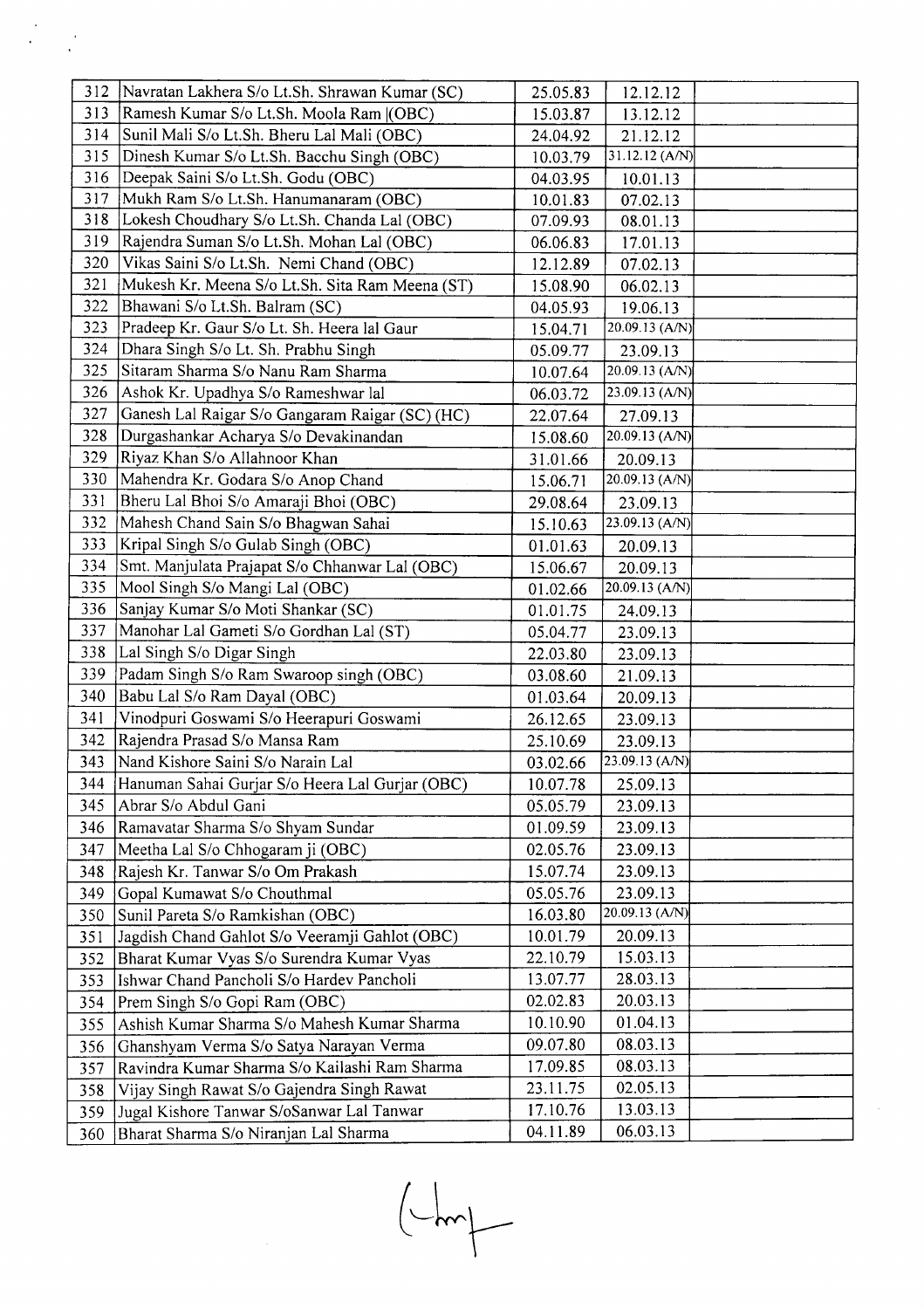| | | | | |
|---|---|---|---|---|
| 312 | Navratan Lakhera S/o Lt.Sh. Shrawan Kumar (SC) | 25.05.83 | 12.12.12 | |
| 313 | Ramesh Kumar S/o Lt.Sh. Moola Ram (OBC) | 15.03.87 | 13.12.12 | |
| 314 | Sunil Mali S/o Lt.Sh. Bheru Lal Mali (OBC) | 24.04.92 | 21.12.12 | |
| 315 | Dinesh Kumar S/o Lt.Sh. Bacchu Singh (OBC) | 10.03.79 | 31.12.12 (A/N) | |
| 316 | Deepak Saini S/o Lt.Sh. Godu (OBC) | 04.03.95 | 10.01.13 | |
| 317 | Mukh Ram S/o Lt.Sh. Hanumanaram (OBC) | 10.01.83 | 07.02.13 | |
| 318 | Lokesh Choudhary S/o Lt.Sh. Chanda Lal (OBC) | 07.09.93 | 08.01.13 | |
| 319 | Rajendra Suman S/o Lt.Sh. Mohan Lal (OBC) | 06.06.83 | 17.01.13 | |
| 320 | Vikas Saini S/o Lt.Sh. Nemi Chand (OBC) | 12.12.89 | 07.02.13 | |
| 321 | Mukesh Kr. Meena S/o Lt.Sh. Sita Ram Meena (ST) | 15.08.90 | 06.02.13 | |
| 322 | Bhawani S/o Lt.Sh. Balram (SC) | 04.05.93 | 19.06.13 | |
| 323 | Pradeep Kr. Gaur S/o Lt. Sh. Heera lal Gaur | 15.04.71 | 20.09.13 (A/N) | |
| 324 | Dhara Singh S/o Lt. Sh. Prabhu Singh | 05.09.77 | 23.09.13 | |
| 325 | Sitaram Sharma S/o Nanu Ram Sharma | 10.07.64 | 20.09.13 (A/N) | |
| 326 | Ashok Kr. Upadhya S/o Rameshwar lal | 06.03.72 | 23.09.13 (A/N) | |
| 327 | Ganesh Lal Raigar S/o Gangaram Raigar (SC) (HC) | 22.07.64 | 27.09.13 | |
| 328 | Durgashankar Acharya S/o Devakinandan | 15.08.60 | 20.09.13 (A/N) | |
| 329 | Riyaz Khan S/o Allahnoor Khan | 31.01.66 | 20.09.13 | |
| 330 | Mahendra Kr. Godara S/o Anop Chand | 15.06.71 | 20.09.13 (A/N) | |
| 331 | Bheru Lal Bhoi S/o Amaraji Bhoi (OBC) | 29.08.64 | 23.09.13 | |
| 332 | Mahesh Chand Sain S/o Bhagwan Sahai | 15.10.63 | 23.09.13 (A/N) | |
| 333 | Kripal Singh S/o Gulab Singh (OBC) | 01.01.63 | 20.09.13 | |
| 334 | Smt. Manjulata Prajapat S/o Chhanwar Lal (OBC) | 15.06.67 | 20.09.13 | |
| 335 | Mool Singh S/o Mangi Lal (OBC) | 01.02.66 | 20.09.13 (A/N) | |
| 336 | Sanjay Kumar S/o Moti Shankar (SC) | 01.01.75 | 24.09.13 | |
| 337 | Manohar Lal Gameti S/o Gordhan Lal (ST) | 05.04.77 | 23.09.13 | |
| 338 | Lal Singh S/o Digar Singh | 22.03.80 | 23.09.13 | |
| 339 | Padam Singh S/o Ram Swaroop singh (OBC) | 03.08.60 | 21.09.13 | |
| 340 | Babu Lal S/o Ram Dayal (OBC) | 01.03.64 | 20.09.13 | |
| 341 | Vinodpuri Goswami S/o Heerapuri Goswami | 26.12.65 | 23.09.13 | |
| 342 | Rajendra Prasad S/o Mansa Ram | 25.10.69 | 23.09.13 | |
| 343 | Nand Kishore Saini S/o Narain Lal | 03.02.66 | 23.09.13 (A/N) | |
| 344 | Hanuman Sahai Gurjar S/o Heera Lal Gurjar (OBC) | 10.07.78 | 25.09.13 | |
| 345 | Abrar S/o Abdul Gani | 05.05.79 | 23.09.13 | |
| 346 | Ramavatar Sharma S/o Shyam Sundar | 01.09.59 | 23.09.13 | |
| 347 | Meetha Lal S/o Chhogaram ji (OBC) | 02.05.76 | 23.09.13 | |
| 348 | Rajesh Kr. Tanwar S/o Om Prakash | 15.07.74 | 23.09.13 | |
| 349 | Gopal Kumawat S/o Chouthmal | 05.05.76 | 23.09.13 | |
| 350 | Sunil Pareta S/o Ramkishan (OBC) | 16.03.80 | 20.09.13 (A/N) | |
| 351 | Jagdish Chand Gahlot S/o Veeramji Gahlot (OBC) | 10.01.79 | 20.09.13 | |
| 352 | Bharat Kumar Vyas S/o Surendra Kumar Vyas | 22.10.79 | 15.03.13 | |
| 353 | Ishwar Chand Pancholi S/o Hardev Pancholi | 13.07.77 | 28.03.13 | |
| 354 | Prem Singh S/o Gopi Ram (OBC) | 02.02.83 | 20.03.13 | |
| 355 | Ashish Kumar Sharma S/o Mahesh Kumar Sharma | 10.10.90 | 01.04.13 | |
| 356 | Ghanshyam Verma S/o Satya Narayan Verma | 09.07.80 | 08.03.13 | |
| 357 | Ravindra Kumar Sharma S/o Kailashi Ram Sharma | 17.09.85 | 08.03.13 | |
| 358 | Vijay Singh Rawat S/o Gajendra Singh Rawat | 23.11.75 | 02.05.13 | |
| 359 | Jugal Kishore Tanwar S/oSanwar Lal Tanwar | 17.10.76 | 13.03.13 | |
| 360 | Bharat Sharma S/o Niranjan Lal Sharma | 04.11.89 | 06.03.13 | |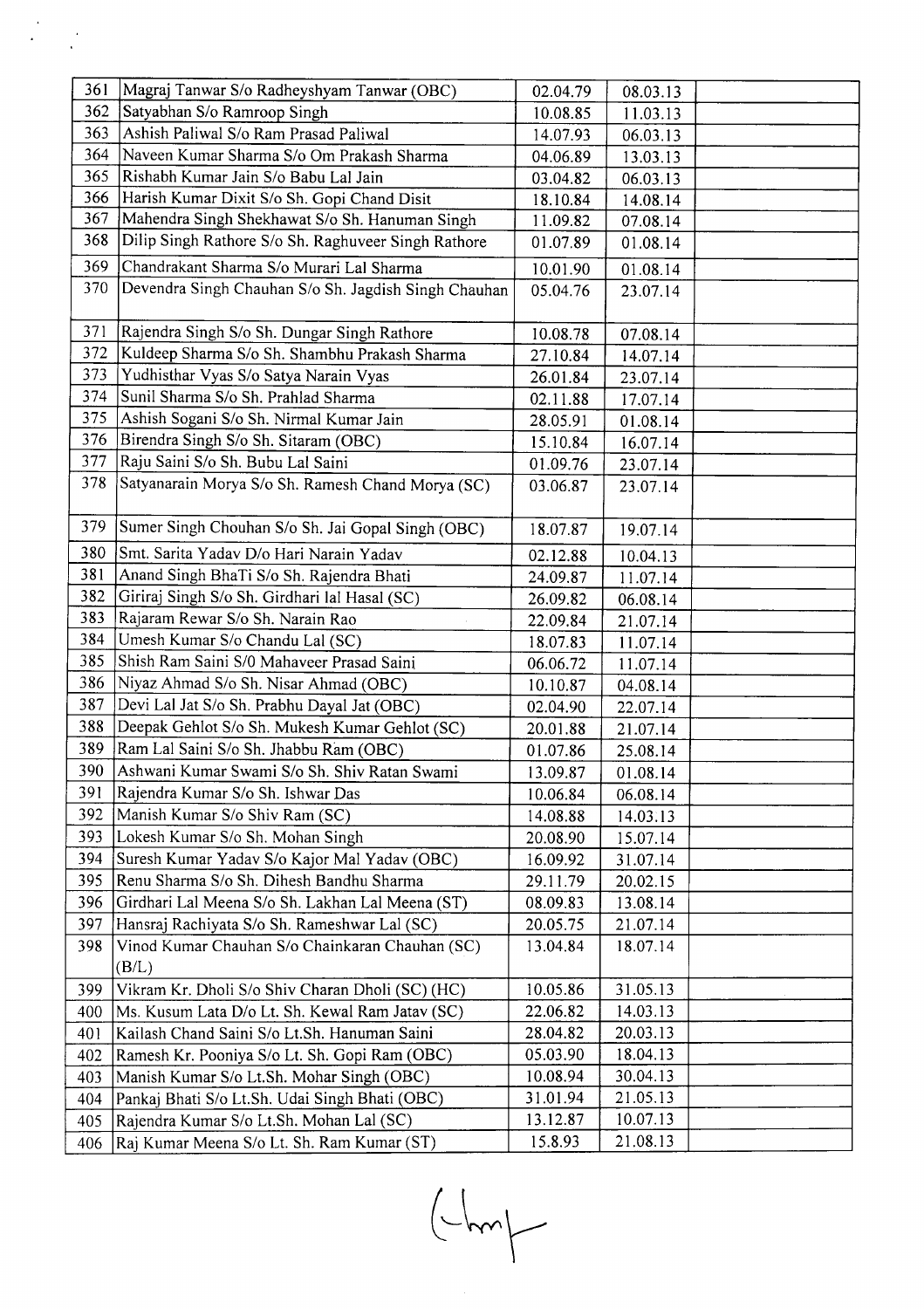| | | | | |
|---|---|---|---|---|
| 361 | Magraj Tanwar S/o Radheyshyam Tanwar (OBC) | 02.04.79 | 08.03.13 | |
| 362 | Satyabhan S/o Ramroop Singh | 10.08.85 | 11.03.13 | |
| 363 | Ashish Paliwal S/o Ram Prasad Paliwal | 14.07.93 | 06.03.13 | |
| 364 | Naveen Kumar Sharma S/o Om Prakash Sharma | 04.06.89 | 13.03.13 | |
| 365 | Rishabh Kumar Jain S/o Babu Lal Jain | 03.04.82 | 06.03.13 | |
| 366 | Harish Kumar Dixit S/o Sh. Gopi Chand Disit | 18.10.84 | 14.08.14 | |
| 367 | Mahendra Singh Shekhawat S/o Sh. Hanuman Singh | 11.09.82 | 07.08.14 | |
| 368 | Dilip Singh Rathore S/o Sh. Raghuveer Singh Rathore | 01.07.89 | 01.08.14 | |
| 369 | Chandrakant Sharma S/o Murari Lal Sharma | 10.01.90 | 01.08.14 | |
| 370 | Devendra Singh Chauhan S/o Sh. Jagdish Singh Chauhan | 05.04.76 | 23.07.14 | |
| 371 | Rajendra Singh S/o Sh. Dungar Singh Rathore | 10.08.78 | 07.08.14 | |
| 372 | Kuldeep Sharma S/o Sh. Shambhu Prakash Sharma | 27.10.84 | 14.07.14 | |
| 373 | Yudhisthar Vyas S/o Satya Narain Vyas | 26.01.84 | 23.07.14 | |
| 374 | Sunil Sharma S/o Sh. Prahlad Sharma | 02.11.88 | 17.07.14 | |
| 375 | Ashish Sogani S/o Sh. Nirmal Kumar Jain | 28.05.91 | 01.08.14 | |
| 376 | Birendra Singh S/o Sh. Sitaram (OBC) | 15.10.84 | 16.07.14 | |
| 377 | Raju Saini S/o Sh. Bubu Lal Saini | 01.09.76 | 23.07.14 | |
| 378 | Satyanarain Morya S/o Sh. Ramesh Chand Morya (SC) | 03.06.87 | 23.07.14 | |
| 379 | Sumer Singh Chouhan S/o Sh. Jai Gopal Singh (OBC) | 18.07.87 | 19.07.14 | |
| 380 | Smt. Sarita Yadav D/o Hari Narain Yadav | 02.12.88 | 10.04.13 | |
| 381 | Anand Singh BhaTi S/o Sh. Rajendra Bhati | 24.09.87 | 11.07.14 | |
| 382 | Giriraj Singh S/o Sh. Girdhari lal Hasal (SC) | 26.09.82 | 06.08.14 | |
| 383 | Rajaram Rewar S/o Sh. Narain Rao | 22.09.84 | 21.07.14 | |
| 384 | Umesh Kumar S/o Chandu Lal (SC) | 18.07.83 | 11.07.14 | |
| 385 | Shish Ram Saini S/0 Mahaveer Prasad Saini | 06.06.72 | 11.07.14 | |
| 386 | Niyaz Ahmad S/o Sh. Nisar Ahmad (OBC) | 10.10.87 | 04.08.14 | |
| 387 | Devi Lal Jat S/o Sh. Prabhu Dayal Jat (OBC) | 02.04.90 | 22.07.14 | |
| 388 | Deepak Gehlot S/o Sh. Mukesh Kumar Gehlot (SC) | 20.01.88 | 21.07.14 | |
| 389 | Ram Lal Saini S/o Sh. Jhabbu Ram (OBC) | 01.07.86 | 25.08.14 | |
| 390 | Ashwani Kumar Swami S/o Sh. Shiv Ratan Swami | 13.09.87 | 01.08.14 | |
| 391 | Rajendra Kumar S/o Sh. Ishwar Das | 10.06.84 | 06.08.14 | |
| 392 | Manish Kumar S/o Shiv Ram (SC) | 14.08.88 | 14.03.13 | |
| 393 | Lokesh Kumar S/o Sh. Mohan Singh | 20.08.90 | 15.07.14 | |
| 394 | Suresh Kumar Yadav S/o Kajor Mal Yadav (OBC) | 16.09.92 | 31.07.14 | |
| 395 | Renu Sharma S/o Sh. Dihesh Bandhu Sharma | 29.11.79 | 20.02.15 | |
| 396 | Girdhari Lal Meena S/o Sh. Lakhan Lal Meena (ST) | 08.09.83 | 13.08.14 | |
| 397 | Hansraj Rachiyata S/o Sh. Rameshwar Lal (SC) | 20.05.75 | 21.07.14 | |
| 398 | Vinod Kumar Chauhan S/o Chainkaran Chauhan (SC) (B/L) | 13.04.84 | 18.07.14 | |
| 399 | Vikram Kr. Dholi S/o Shiv Charan Dholi (SC) (HC) | 10.05.86 | 31.05.13 | |
| 400 | Ms. Kusum Lata D/o Lt. Sh. Kewal Ram Jatav (SC) | 22.06.82 | 14.03.13 | |
| 401 | Kailash Chand Saini S/o Lt.Sh. Hanuman Saini | 28.04.82 | 20.03.13 | |
| 402 | Ramesh Kr. Pooniya S/o Lt. Sh. Gopi Ram (OBC) | 05.03.90 | 18.04.13 | |
| 403 | Manish Kumar S/o Lt.Sh. Mohar Singh (OBC) | 10.08.94 | 30.04.13 | |
| 404 | Pankaj Bhati S/o Lt.Sh. Udai Singh Bhati (OBC) | 31.01.94 | 21.05.13 | |
| 405 | Rajendra Kumar S/o Lt.Sh. Mohan Lal (SC) | 13.12.87 | 10.07.13 | |
| 406 | Raj Kumar Meena S/o Lt. Sh. Ram Kumar (ST) | 15.8.93 | 21.08.13 | |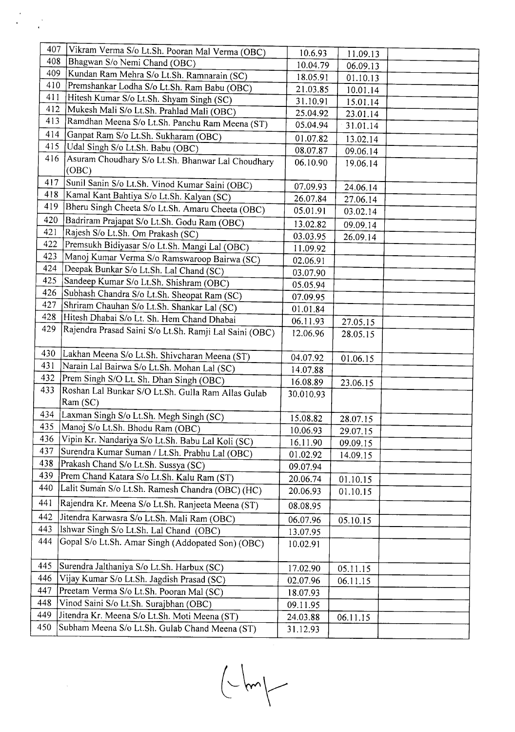| | | | | |
|---|---|---|---|---|
| 407 | Vikram Verma S/o Lt.Sh. Pooran Mal Verma (OBC) | 10.6.93 | 11.09.13 | |
| 408 | Bhagwan S/o Nemi Chand (OBC) | 10.04.79 | 06.09.13 | |
| 409 | Kundan Ram Mehra S/o Lt.Sh. Ramnarain (SC) | 18.05.91 | 01.10.13 | |
| 410 | Premshankar Lodha S/o Lt.Sh. Ram Babu (OBC) | 21.03.85 | 10.01.14 | |
| 411 | Hitesh Kumar S/o Lt.Sh. Shyam Singh (SC) | 31.10.91 | 15.01.14 | |
| 412 | Mukesh Mali S/o Lt.Sh. Prahlad Mali (OBC) | 25.04.92 | 23.01.14 | |
| 413 | Ramdhan Meena S/o Lt.Sh. Panchu Ram Meena (ST) | 05.04.94 | 31.01.14 | |
| 414 | Ganpat Ram S/o Lt.Sh. Sukharam (OBC) | 01.07.82 | 13.02.14 | |
| 415 | Udal Singh S/o Lt.Sh. Babu (OBC) | 08.07.87 | 09.06.14 | |
| 416 | Asuram Choudhary S/o Lt.Sh. Bhanwar Lal Choudhary (OBC) | 06.10.90 | 19.06.14 | |
| 417 | Sunil Sanin S/o Lt.Sh. Vinod Kumar Saini (OBC) | 07.09.93 | 24.06.14 | |
| 418 | Kamal Kant Bahtiya S/o Lt.Sh. Kalyan (SC) | 26.07.84 | 27.06.14 | |
| 419 | Bheru Singh Cheeta S/o Lt.Sh. Amaru Cheeta (OBC) | 05.01.91 | 03.02.14 | |
| 420 | Badriram Prajapat S/o Lt.Sh. Godu Ram (OBC) | 13.02.82 | 09.09.14 | |
| 421 | Rajesh S/o Lt.Sh. Om Prakash (SC) | 03.03.95 | 26.09.14 | |
| 422 | Premsukh Bidiyasar S/o Lt.Sh. Mangi Lal (OBC) | 11.09.92 | | |
| 423 | Manoj Kumar Verma S/o Ramswaroop Bairwa (SC) | 02.06.91 | | |
| 424 | Deepak Bunkar S/o Lt.Sh. Lal Chand (SC) | 03.07.90 | | |
| 425 | Sandeep Kumar S/o Lt.Sh. Shishram (OBC) | 05.05.94 | | |
| 426 | Subhash Chandra S/o Lt.Sh. Sheopat Ram (SC) | 07.09.95 | | |
| 427 | Shriram Chauhan S/o Lt.Sh. Shankar Lal (SC) | 01.01.84 | | |
| 428 | Hitesh Dhabai S/o Lt. Sh. Hem Chand Dhabai | 06.11.93 | 27.05.15 | |
| 429 | Rajendra Prasad Saini S/o Lt.Sh. Ramji Lal Saini (OBC) | 12.06.96 | 28.05.15 | |
| 430 | Lakhan Meena S/o Lt.Sh. Shivcharan Meena (ST) | 04.07.92 | 01.06.15 | |
| 431 | Narain Lal Bairwa S/o Lt.Sh. Mohan Lal (SC) | 14.07.88 | | |
| 432 | Prem Singh S/O Lt. Sh. Dhan Singh (OBC) | 16.08.89 | 23.06.15 | |
| 433 | Roshan Lal Bunkar S/O Lt.Sh. Gulla Ram Allas Gulab Ram (SC) | 30.010.93 | | |
| 434 | Laxman Singh S/o Lt.Sh. Megh Singh (SC) | 15.08.82 | 28.07.15 | |
| 435 | Manoj S/o Lt.Sh. Bhodu Ram (OBC) | 10.06.93 | 29.07.15 | |
| 436 | Vipin Kr. Nandariya S/o Lt.Sh. Babu Lal Koli (SC) | 16.11.90 | 09.09.15 | |
| 437 | Surendra Kumar Suman / Lt.Sh. Prabhu Lal (OBC) | 01.02.92 | 14.09.15 | |
| 438 | Prakash Chand S/o Lt.Sh. Sussya (SC) | 09.07.94 | | |
| 439 | Prem Chand Katara S/o Lt.Sh. Kalu Ram (ST) | 20.06.74 | 01.10.15 | |
| 440 | Lalit Suman S/o Lt.Sh. Ramesh Chandra (OBC) (HC) | 20.06.93 | 01.10.15 | |
| 441 | Rajendra Kr. Meena S/o Lt.Sh. Ranjeeta Meena (ST) | 08.08.95 | | |
| 442 | Jitendra Karwasra S/o Lt.Sh. Mali Ram (OBC) | 06.07.96 | 05.10.15 | |
| 443 | Ishwar Singh S/o Lt.Sh. Lal Chand (OBC) | 13.07.95 | | |
| 444 | Gopal S/o Lt.Sh. Amar Singh (Addopated Son) (OBC) | 10.02.91 | | |
| 445 | Surendra Jalthaniya S/o Lt.Sh. Harbux (SC) | 17.02.90 | 05.11.15 | |
| 446 | Vijay Kumar S/o Lt.Sh. Jagdish Prasad (SC) | 02.07.96 | 06.11.15 | |
| 447 | Preetam Verma S/o Lt.Sh. Pooran Mal (SC) | 18.07.93 | | |
| 448 | Vinod Saini S/o Lt.Sh. Surajbhan (OBC) | 09.11.95 | | |
| 449 | Jitendra Kr. Meena S/o Lt.Sh. Moti Meena (ST) | 24.03.88 | 06.11.15 | |
| 450 | Subham Meena S/o Lt.Sh. Gulab Chand Meena (ST) | 31.12.93 | | |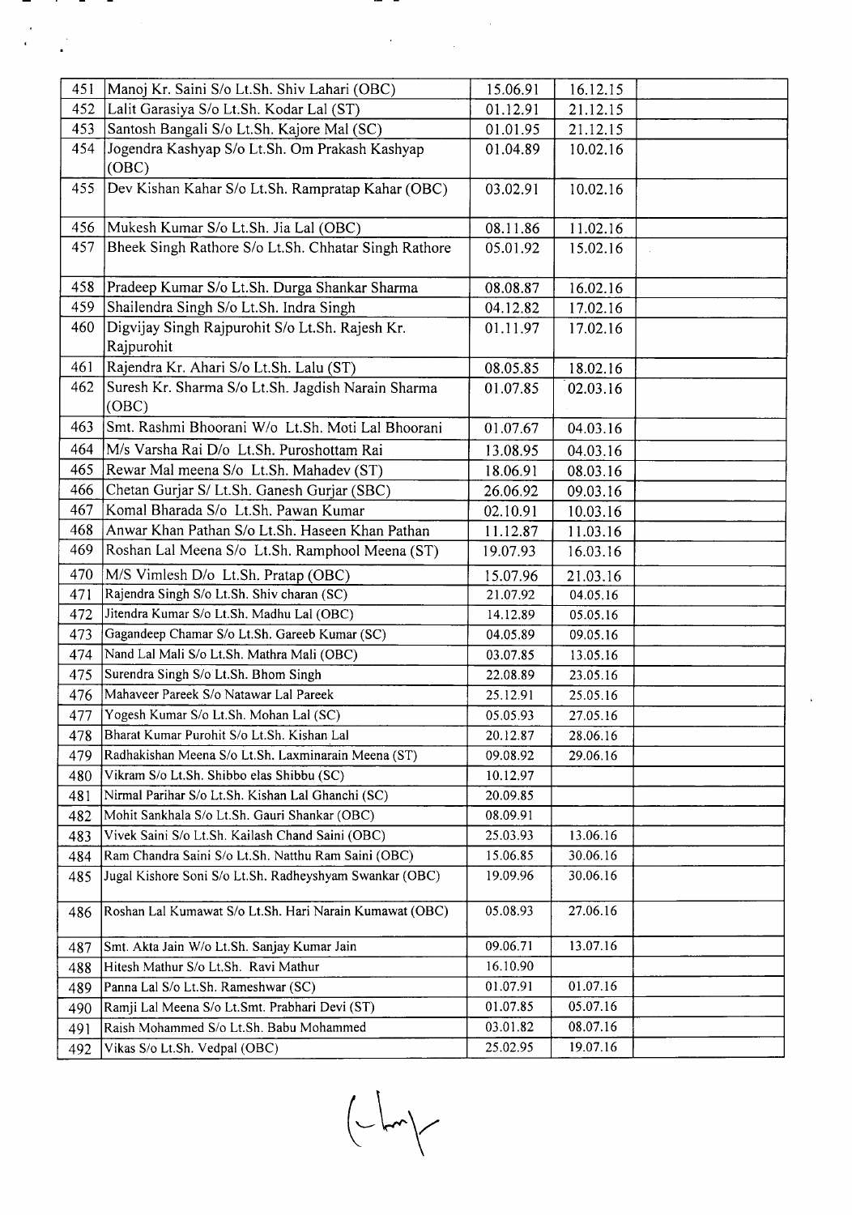| 451 | Manoj Kr. Saini S/o Lt.Sh. Shiv Lahari (OBC) | 15.06.91 | 16.12.15 | |
|---|---|---|---|---|
| 452 | Lalit Garasiya S/o Lt.Sh. Kodar Lal (ST) | 01.12.91 | 21.12.15 | |
| 453 | Santosh Bangali S/o Lt.Sh. Kajore Mal (SC) | 01.01.95 | 21.12.15 | |
| 454 | Jogendra Kashyap S/o Lt.Sh. Om Prakash Kashyap (OBC) | 01.04.89 | 10.02.16 | |
| 455 | Dev Kishan Kahar S/o Lt.Sh. Rampratap Kahar (OBC) | 03.02.91 | 10.02.16 | |
| 456 | Mukesh Kumar S/o Lt.Sh. Jia Lal (OBC) | 08.11.86 | 11.02.16 | |
| 457 | Bheek Singh Rathore S/o Lt.Sh. Chhatar Singh Rathore | 05.01.92 | 15.02.16 | |
| 458 | Pradeep Kumar S/o Lt.Sh. Durga Shankar Sharma | 08.08.87 | 16.02.16 | |
| 459 | Shailendra Singh S/o Lt.Sh. Indra Singh | 04.12.82 | 17.02.16 | |
| 460 | Digvijay Singh Rajpurohit S/o Lt.Sh. Rajesh Kr. Rajpurohit | 01.11.97 | 17.02.16 | |
| 461 | Rajendra Kr. Ahari S/o Lt.Sh. Lalu (ST) | 08.05.85 | 18.02.16 | |
| 462 | Suresh Kr. Sharma S/o Lt.Sh. Jagdish Narain Sharma (OBC) | 01.07.85 | 02.03.16 | |
| 463 | Smt. Rashmi Bhoorani W/o Lt.Sh. Moti Lal Bhoorani | 01.07.67 | 04.03.16 | |
| 464 | M/s Varsha Rai D/o Lt.Sh. Puroshottam Rai | 13.08.95 | 04.03.16 | |
| 465 | Rewar Mal meena S/o Lt.Sh. Mahadev (ST) | 18.06.91 | 08.03.16 | |
| 466 | Chetan Gurjar S/ Lt.Sh. Ganesh Gurjar (SBC) | 26.06.92 | 09.03.16 | |
| 467 | Komal Bharada S/o Lt.Sh. Pawan Kumar | 02.10.91 | 10.03.16 | |
| 468 | Anwar Khan Pathan S/o Lt.Sh. Haseen Khan Pathan | 11.12.87 | 11.03.16 | |
| 469 | Roshan Lal Meena S/o Lt.Sh. Ramphool Meena (ST) | 19.07.93 | 16.03.16 | |
| 470 | M/S Vimlesh D/o Lt.Sh. Pratap (OBC) | 15.07.96 | 21.03.16 | |
| 471 | Rajendra Singh S/o Lt.Sh. Shiv charan (SC) | 21.07.92 | 04.05.16 | |
| 472 | Jitendra Kumar S/o Lt.Sh. Madhu Lal (OBC) | 14.12.89 | 05.05.16 | |
| 473 | Gagandeep Chamar S/o Lt.Sh. Gareeb Kumar (SC) | 04.05.89 | 09.05.16 | |
| 474 | Nand Lal Mali S/o Lt.Sh. Mathra Mali (OBC) | 03.07.85 | 13.05.16 | |
| 475 | Surendra Singh S/o Lt.Sh. Bhom Singh | 22.08.89 | 23.05.16 | |
| 476 | Mahaveer Pareek S/o Natawar Lal Pareek | 25.12.91 | 25.05.16 | |
| 477 | Yogesh Kumar S/o Lt.Sh. Mohan Lal (SC) | 05.05.93 | 27.05.16 | |
| 478 | Bharat Kumar Purohit S/o Lt.Sh. Kishan Lal | 20.12.87 | 28.06.16 | |
| 479 | Radhakishan Meena S/o Lt.Sh. Laxminarain Meena (ST) | 09.08.92 | 29.06.16 | |
| 480 | Vikram S/o Lt.Sh. Shibbo elas Shibbu (SC) | 10.12.97 | | |
| 481 | Nirmal Parihar S/o Lt.Sh. Kishan Lal Ghanchi (SC) | 20.09.85 | | |
| 482 | Mohit Sankhala S/o Lt.Sh. Gauri Shankar (OBC) | 08.09.91 | | |
| 483 | Vivek Saini S/o Lt.Sh. Kailash Chand Saini (OBC) | 25.03.93 | 13.06.16 | |
| 484 | Ram Chandra Saini S/o Lt.Sh. Natthu Ram Saini (OBC) | 15.06.85 | 30.06.16 | |
| 485 | Jugal Kishore Soni S/o Lt.Sh. Radheyshyam Swankar (OBC) | 19.09.96 | 30.06.16 | |
| 486 | Roshan Lal Kumawat S/o Lt.Sh. Hari Narain Kumawat (OBC) | 05.08.93 | 27.06.16 | |
| 487 | Smt. Akta Jain W/o Lt.Sh. Sanjay Kumar Jain | 09.06.71 | 13.07.16 | |
| 488 | Hitesh Mathur S/o Lt.Sh. Ravi Mathur | 16.10.90 | | |
| 489 | Panna Lal S/o Lt.Sh. Rameshwar (SC) | 01.07.91 | 01.07.16 | |
| 490 | Ramji Lal Meena S/o Lt.Smt. Prabhari Devi (ST) | 01.07.85 | 05.07.16 | |
| 491 | Raish Mohammed S/o Lt.Sh. Babu Mohammed | 03.01.82 | 08.07.16 | |
| 492 | Vikas S/o Lt.Sh. Vedpal (OBC) | 25.02.95 | 19.07.16 | |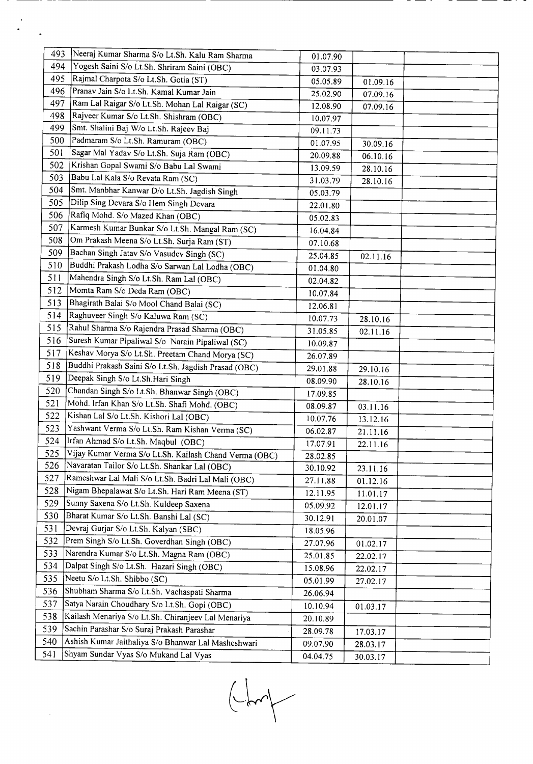| | | | | |
|---|---|---|---|---|
| 493 | Neeraj Kumar Sharma S/o Lt.Sh. Kalu Ram Sharma | 01.07.90 | | |
| 494 | Yogesh Saini S/o Lt.Sh. Shriram Saini (OBC) | 03.07.93 | | |
| 495 | Rajmal Charpota S/o Lt.Sh. Gotia (ST) | 05.05.89 | 01.09.16 | |
| 496 | Pranav Jain S/o Lt.Sh. Kamal Kumar Jain | 25.02.90 | 07.09.16 | |
| 497 | Ram Lal Raigar S/o Lt.Sh. Mohan Lal Raigar (SC) | 12.08.90 | 07.09.16 | |
| 498 | Rajveer Kumar S/o Lt.Sh. Shishram (OBC) | 10.07.97 | | |
| 499 | Smt. Shalini Baj W/o Lt.Sh. Rajeev Baj | 09.11.73 | | |
| 500 | Padmaram S/o Lt.Sh. Ramuram (OBC) | 01.07.95 | 30.09.16 | |
| 501 | Sagar Mal Yadav S/o Lt.Sh. Suja Ram (OBC) | 20.09.88 | 06.10.16 | |
| 502 | Krishan Gopal Swami S/o Babu Lal Swami | 13.09.59 | 28.10.16 | |
| 503 | Babu Lal Kala S/o Revata Ram (SC) | 31.03.79 | 28.10.16 | |
| 504 | Smt. Manbhar Kanwar D/o Lt.Sh. Jagdish Singh | 05.03.79 | | |
| 505 | Dilip Sing Devara S/o Hem Singh Devara | 22.01.80 | | |
| 506 | Rafiq Mohd. S/o Mazed Khan (OBC) | 05.02.83 | | |
| 507 | Karmesh Kumar Bunkar S/o Lt.Sh. Mangal Ram (SC) | 16.04.84 | | |
| 508 | Om Prakash Meena S/o Lt.Sh. Surja Ram (ST) | 07.10.68 | | |
| 509 | Bachan Singh Jatav S/o Vasudev Singh (SC) | 25.04.85 | 02.11.16 | |
| 510 | Buddhi Prakash Lodha S/o Sarwan Lal Lodha (OBC) | 01.04.80 | | |
| 511 | Mahendra Singh S/o Lt.Sh. Ram Lal (OBC) | 02.04.82 | | |
| 512 | Momta Ram S/o Deda Ram (OBC) | 10.07.84 | | |
| 513 | Bhagirath Balai S/o Mool Chand Balai (SC) | 12.06.81 | | |
| 514 | Raghuveer Singh S/o Kaluwa Ram (SC) | 10.07.73 | 28.10.16 | |
| 515 | Rahul Sharma S/o Rajendra Prasad Sharma (OBC) | 31.05.85 | 02.11.16 | |
| 516 | Suresh Kumar Pipaliwal S/o Narain Pipaliwal (SC) | 10.09.87 | | |
| 517 | Keshav Morya S/o Lt.Sh. Preetam Chand Morya (SC) | 26.07.89 | | |
| 518 | Buddhi Prakash Saini S/o Lt.Sh. Jagdish Prasad (OBC) | 29.01.88 | 29.10.16 | |
| 519 | Deepak Singh S/o Lt.Sh.Hari Singh | 08.09.90 | 28.10.16 | |
| 520 | Chandan Singh S/o Lt.Sh. Bhanwar Singh (OBC) | 17.09.85 | | |
| 521 | Mohd. Irfan Khan S/o Lt.Sh. Shafi Mohd. (OBC) | 08.09.87 | 03.11.16 | |
| 522 | Kishan Lal S/o Lt.Sh. Kishori Lal (OBC) | 10.07.76 | 13.12.16 | |
| 523 | Yashwant Verma S/o Lt.Sh. Ram Kishan Verma (SC) | 06.02.87 | 21.11.16 | |
| 524 | Irfan Ahmad S/o Lt.Sh. Maqbul (OBC) | 17.07.91 | 22.11.16 | |
| 525 | Vijay Kumar Verma S/o Lt.Sh. Kailash Chand Verma (OBC) | 28.02.85 | | |
| 526 | Navaratan Tailor S/o Lt.Sh. Shankar Lal (OBC) | 30.10.92 | 23.11.16 | |
| 527 | Rameshwar Lal Mali S/o Lt.Sh. Badri Lal Mali (OBC) | 27.11.88 | 01.12.16 | |
| 528 | Nigam Bhepalawat S/o Lt.Sh. Hari Ram Meena (ST) | 12.11.95 | 11.01.17 | |
| 529 | Sunny Saxena S/o Lt.Sh. Kuldeep Saxena | 05.09.92 | 12.01.17 | |
| 530 | Bharat Kumar S/o Lt.Sh. Banshi Lal (SC) | 30.12.91 | 20.01.07 | |
| 531 | Devraj Gurjar S/o Lt.Sh. Kalyan (SBC) | 18.05.96 | | |
| 532 | Prem Singh S/o Lt.Sh. Goverdhan Singh (OBC) | 27.07.96 | 01.02.17 | |
| 533 | Narendra Kumar S/o Lt.Sh. Magna Ram (OBC) | 25.01.85 | 22.02.17 | |
| 534 | Dalpat Singh S/o Lt.Sh. Hazari Singh (OBC) | 15.08.96 | 22.02.17 | |
| 535 | Neetu S/o Lt.Sh. Shibbo (SC) | 05.01.99 | 27.02.17 | |
| 536 | Shubham Sharma S/o Lt.Sh. Vachaspati Sharma | 26.06.94 | | |
| 537 | Satya Narain Choudhary S/o Lt.Sh. Gopi (OBC) | 10.10.94 | 01.03.17 | |
| 538 | Kailash Menariya S/o Lt.Sh. Chiranjeev Lal Menariya | 20.10.89 | | |
| 539 | Sachin Parashar S/o Suraj Prakash Parashar | 28.09.78 | 17.03.17 | |
| 540 | Ashish Kumar Jaithaliya S/o Bhanwar Lal Masheshwari | 09.07.90 | 28.03.17 | |
| 541 | Shyam Sundar Vyas S/o Mukand Lal Vyas | 04.04.75 | 30.03.17 | |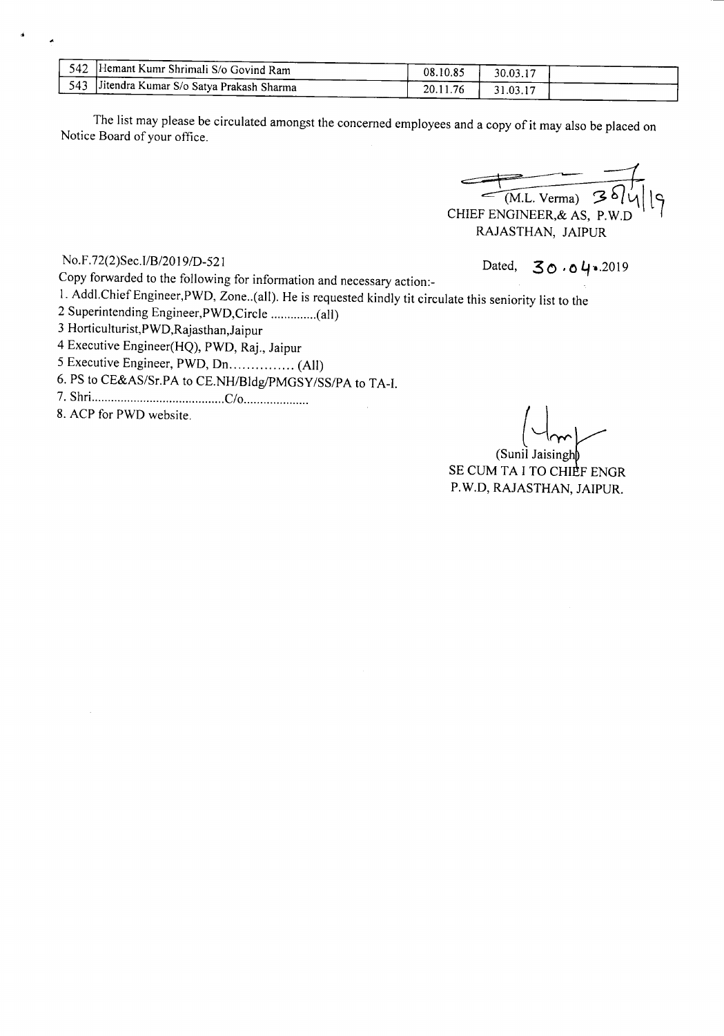| | | | | |
|---|---|---|---|---|
| 542 | Hemant Kumr Shrimali S/o Govind Ram | 08.10.85 | 30.03.17 | |
| 543 | Jitendra Kumar S/o Satya Prakash Sharma | 20.11.76 | 31.03.17 | |

The list may please be circulated amongst the concerned employees and a copy of it may also be placed on Notice Board of your office.

(M.L. Verma) 30/4/19
CHIEF ENGINEER,& AS, P.W.D
RAJASTHAN, JAIPUR

No.F.72(2)Sec.I/B/2019/D-521 Dated, 30.04.2019

Copy forwarded to the following for information and necessary action:-

1. Addl.Chief Engineer,PWD, Zone..(all). He is requested kindly tit circulate this seniority list to the
2 Superintending Engineer,PWD,Circle ..............(all)
3 Horticulturist,PWD,Rajasthan,Jaipur
4 Executive Engineer(HQ), PWD, Raj., Jaipur
5 Executive Engineer, PWD, Dn............... (All)
6. PS to CE&AS/Sr.PA to CE.NH/Bldg/PMGSY/SS/PA to TA-I.
7. Shri.........................................C/o....................
8. ACP for PWD website.

(Sunil Jaisingh)
SE CUM TA I TO CHIEF ENGR
P.W.D, RAJASTHAN, JAIPUR.